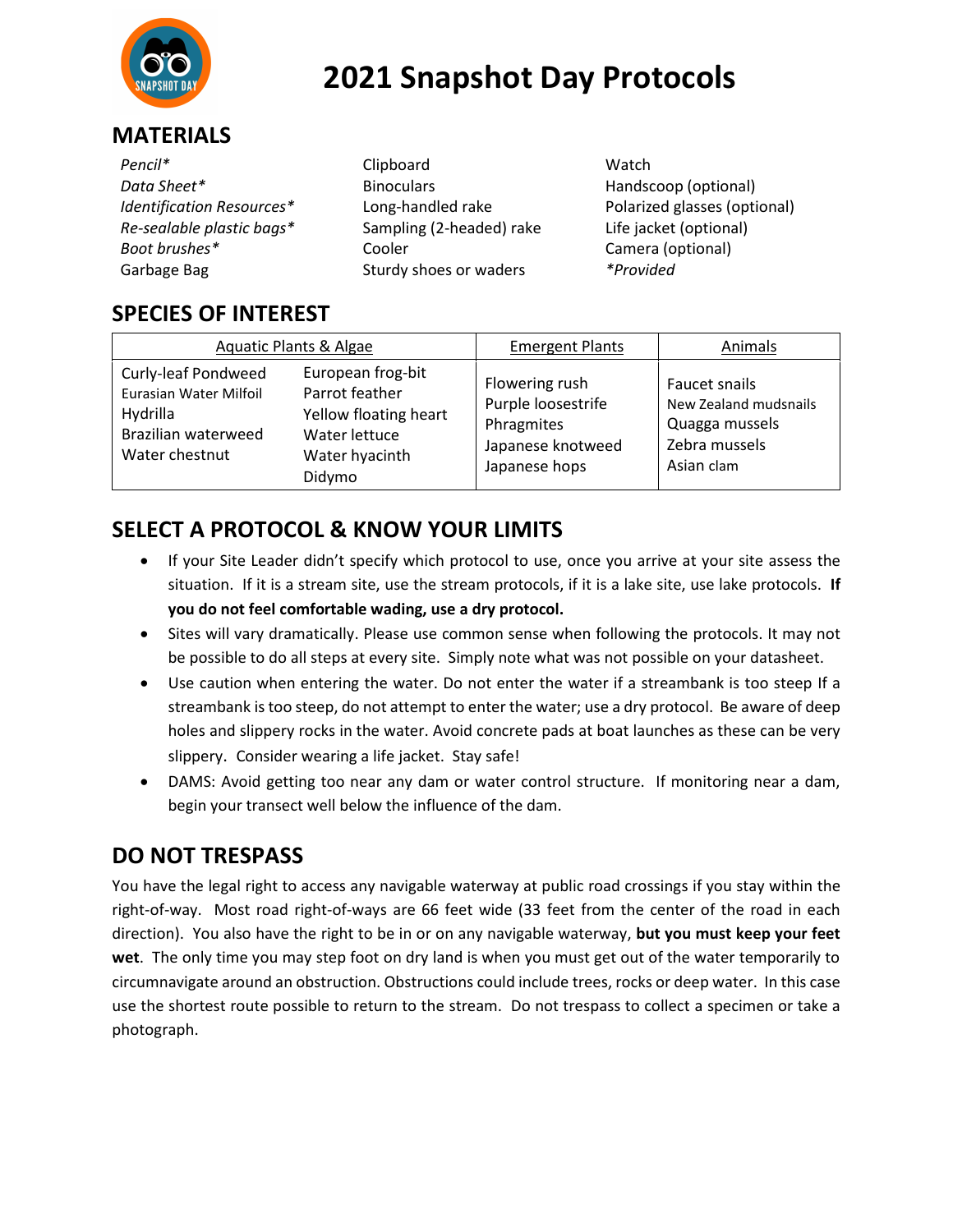SNAPSHOT DAY

# 2021 Snapshot Day Protocols

## MATERIALS

*Pencil**
*Data Sheet**
*Identification Resources**
*Re-sealable plastic bags**
*Boot brushes**
Garbage Bag
Clipboard
Binoculars
Long-handled rake
Sampling (2-headed) rake
Cooler
Sturdy shoes or waders
Watch
Handscoop (optional)
Polarized glasses (optional)
Life jacket (optional)
Camera (optional)
**Provided*

## SPECIES OF INTEREST

| Aquatic Plants & Algae | | Emergent Plants | Animals |
|---|---|---|---|
| Curly-leaf Pondweed<br>Eurasian Water Milfoil<br>Hydrilla<br>Brazilian waterweed<br>Water chestnut | European frog-bit<br>Parrot feather<br>Yellow floating heart<br>Water lettuce<br>Water hyacinth<br>Didymo | Flowering rush<br>Purple loosestrife<br>Phragmites<br>Japanese knotweed<br>Japanese hops | Faucet snails<br>New Zealand mudsnails<br>Quagga mussels<br>Zebra mussels<br>Asian clam |

## SELECT A PROTOCOL & KNOW YOUR LIMITS

- If your Site Leader didn't specify which protocol to use, once you arrive at your site assess the situation. If it is a stream site, use the stream protocols, if it is a lake site, use lake protocols. **If you do not feel comfortable wading, use a dry protocol.**
- Sites will vary dramatically. Please use common sense when following the protocols. It may not be possible to do all steps at every site. Simply note what was not possible on your datasheet.
- Use caution when entering the water. Do not enter the water if a streambank is too steep If a streambank is too steep, do not attempt to enter the water; use a dry protocol. Be aware of deep holes and slippery rocks in the water. Avoid concrete pads at boat launches as these can be very slippery. Consider wearing a life jacket. Stay safe!
- DAMS: Avoid getting too near any dam or water control structure. If monitoring near a dam, begin your transect well below the influence of the dam.

## DO NOT TRESPASS

You have the legal right to access any navigable waterway at public road crossings if you stay within the right-of-way. Most road right-of-ways are 66 feet wide (33 feet from the center of the road in each direction). You also have the right to be in or on any navigable waterway, **but you must keep your feet wet**. The only time you may step foot on dry land is when you must get out of the water temporarily to circumnavigate around an obstruction. Obstructions could include trees, rocks or deep water. In this case use the shortest route possible to return to the stream. Do not trespass to collect a specimen or take a photograph.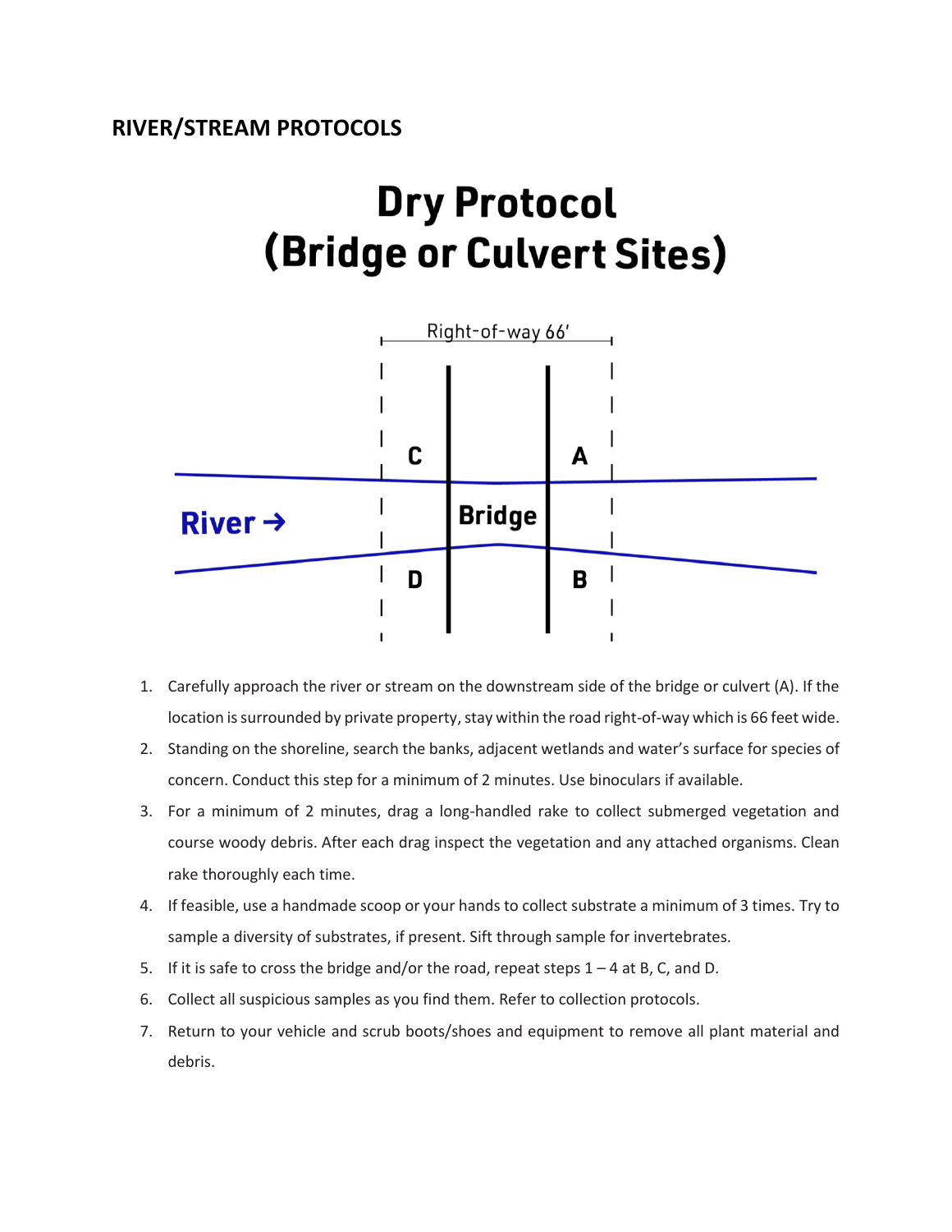## RIVER/STREAM PROTOCOLS

# Dry Protocol (Bridge or Culvert Sites)

Right-of-way 66'

C

A

River →

Bridge

D

B

1. Carefully approach the river or stream on the downstream side of the bridge or culvert (A). If the location is surrounded by private property, stay within the road right-of-way which is 66 feet wide.
2. Standing on the shoreline, search the banks, adjacent wetlands and water's surface for species of concern. Conduct this step for a minimum of 2 minutes. Use binoculars if available.
3. For a minimum of 2 minutes, drag a long-handled rake to collect submerged vegetation and course woody debris. After each drag inspect the vegetation and any attached organisms. Clean rake thoroughly each time.
4. If feasible, use a handmade scoop or your hands to collect substrate a minimum of 3 times. Try to sample a diversity of substrates, if present. Sift through sample for invertebrates.
5. If it is safe to cross the bridge and/or the road, repeat steps 1 – 4 at B, C, and D.
6. Collect all suspicious samples as you find them. Refer to collection protocols.
7. Return to your vehicle and scrub boots/shoes and equipment to remove all plant material and debris.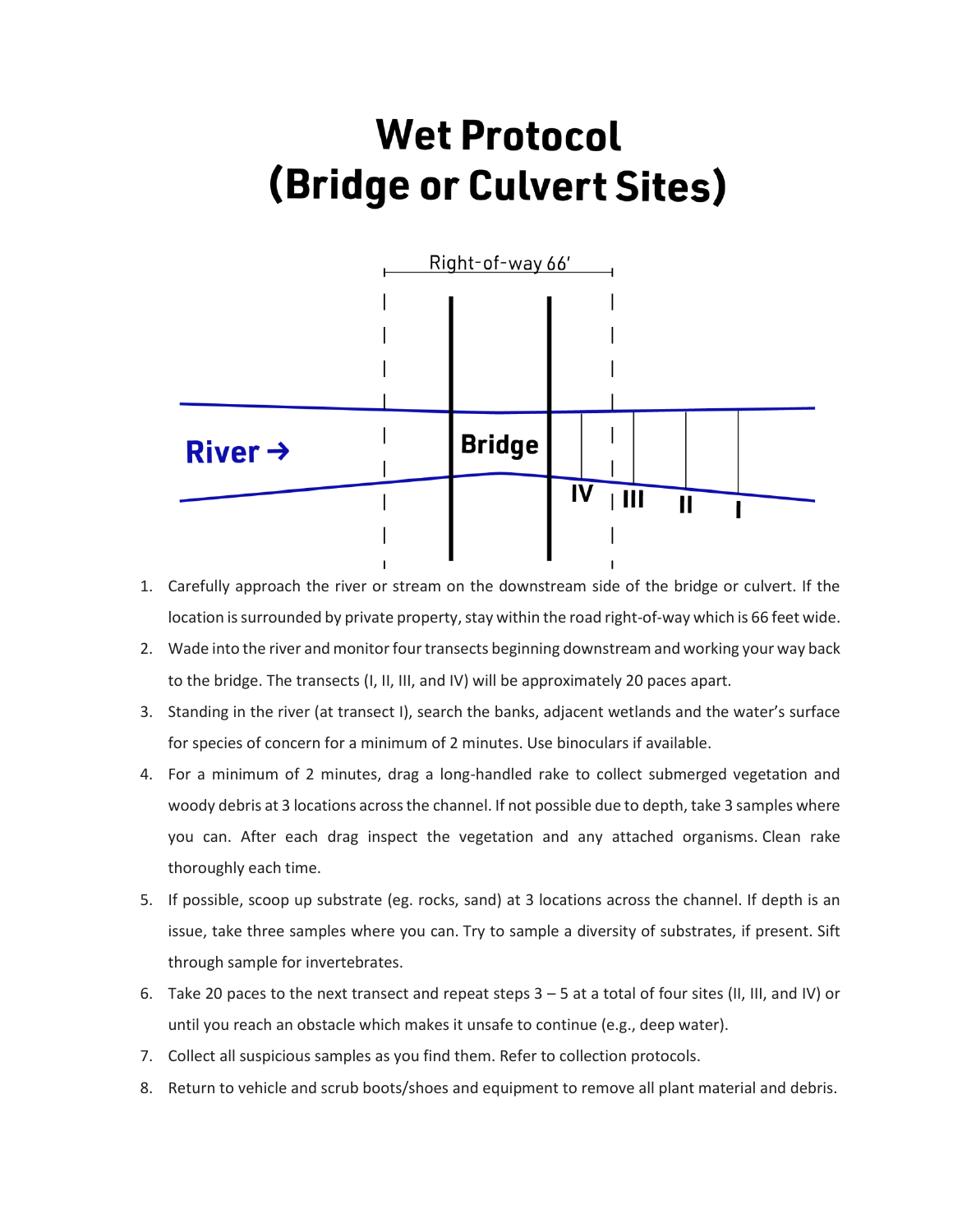# Wet Protocol (Bridge or Culvert Sites)

Right-of-way 66'

River →

Bridge

IV III II I

1. Carefully approach the river or stream on the downstream side of the bridge or culvert. If the location is surrounded by private property, stay within the road right-of-way which is 66 feet wide.
2. Wade into the river and monitor four transects beginning downstream and working your way back to the bridge. The transects (I, II, III, and IV) will be approximately 20 paces apart.
3. Standing in the river (at transect I), search the banks, adjacent wetlands and the water's surface for species of concern for a minimum of 2 minutes. Use binoculars if available.
4. For a minimum of 2 minutes, drag a long-handled rake to collect submerged vegetation and woody debris at 3 locations across the channel. If not possible due to depth, take 3 samples where you can. After each drag inspect the vegetation and any attached organisms. Clean rake thoroughly each time.
5. If possible, scoop up substrate (eg. rocks, sand) at 3 locations across the channel. If depth is an issue, take three samples where you can. Try to sample a diversity of substrates, if present. Sift through sample for invertebrates.
6. Take 20 paces to the next transect and repeat steps 3 – 5 at a total of four sites (II, III, and IV) or until you reach an obstacle which makes it unsafe to continue (e.g., deep water).
7. Collect all suspicious samples as you find them. Refer to collection protocols.
8. Return to vehicle and scrub boots/shoes and equipment to remove all plant material and debris.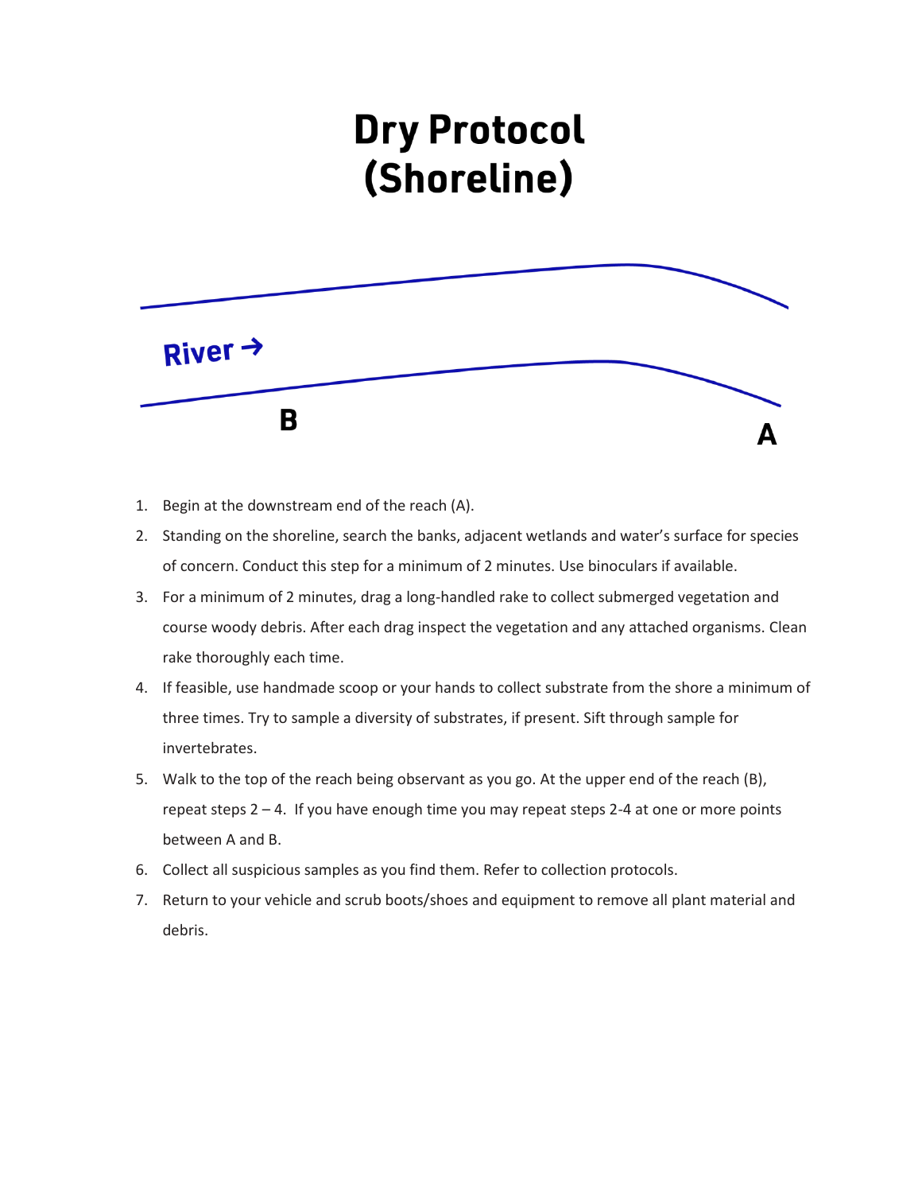# Dry Protocol (Shoreline)

River →

B

A

1. Begin at the downstream end of the reach (A).
2. Standing on the shoreline, search the banks, adjacent wetlands and water's surface for species of concern. Conduct this step for a minimum of 2 minutes. Use binoculars if available.
3. For a minimum of 2 minutes, drag a long-handled rake to collect submerged vegetation and course woody debris. After each drag inspect the vegetation and any attached organisms. Clean rake thoroughly each time.
4. If feasible, use handmade scoop or your hands to collect substrate from the shore a minimum of three times. Try to sample a diversity of substrates, if present. Sift through sample for invertebrates.
5. Walk to the top of the reach being observant as you go. At the upper end of the reach (B), repeat steps 2 – 4. If you have enough time you may repeat steps 2-4 at one or more points between A and B.
6. Collect all suspicious samples as you find them. Refer to collection protocols.
7. Return to your vehicle and scrub boots/shoes and equipment to remove all plant material and debris.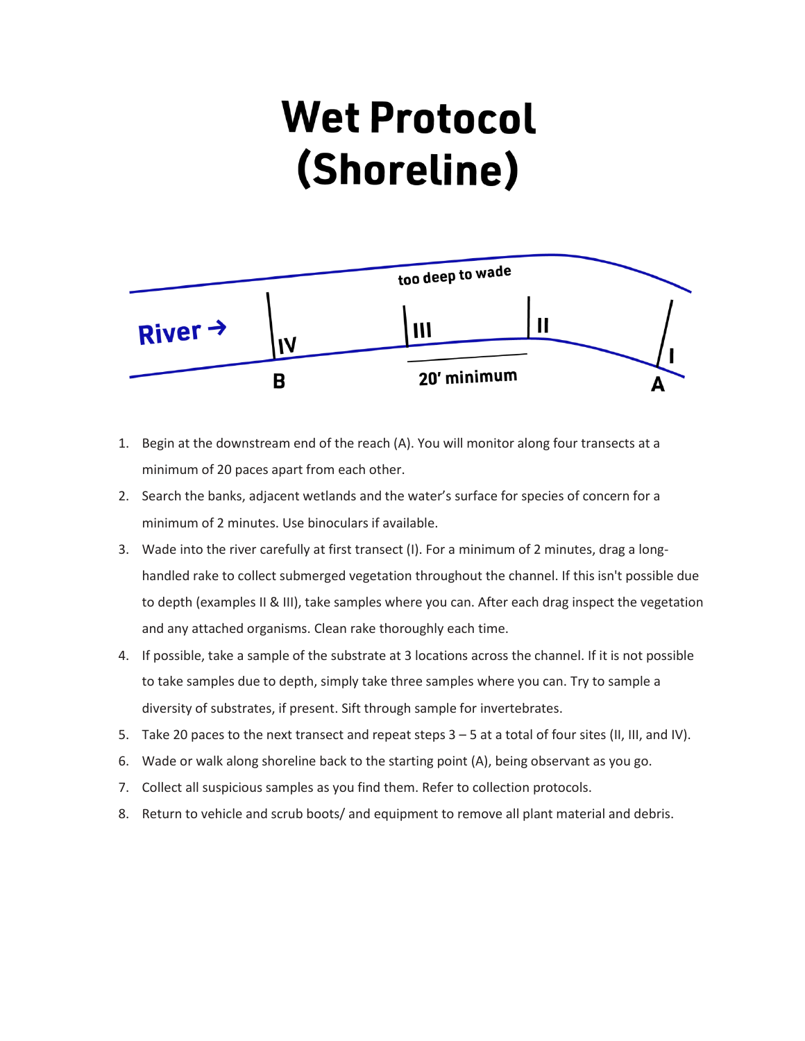# Wet Protocol (Shoreline)

too deep to wade

River →

IV

III

II

I

B

20′ minimum

A

1. Begin at the downstream end of the reach (A). You will monitor along four transects at a minimum of 20 paces apart from each other.
2. Search the banks, adjacent wetlands and the water's surface for species of concern for a minimum of 2 minutes. Use binoculars if available.
3. Wade into the river carefully at first transect (I). For a minimum of 2 minutes, drag a long-handled rake to collect submerged vegetation throughout the channel. If this isn't possible due to depth (examples II & III), take samples where you can. After each drag inspect the vegetation and any attached organisms. Clean rake thoroughly each time.
4. If possible, take a sample of the substrate at 3 locations across the channel. If it is not possible to take samples due to depth, simply take three samples where you can. Try to sample a diversity of substrates, if present. Sift through sample for invertebrates.
5. Take 20 paces to the next transect and repeat steps 3 – 5 at a total of four sites (II, III, and IV).
6. Wade or walk along shoreline back to the starting point (A), being observant as you go.
7. Collect all suspicious samples as you find them. Refer to collection protocols.
8. Return to vehicle and scrub boots/ and equipment to remove all plant material and debris.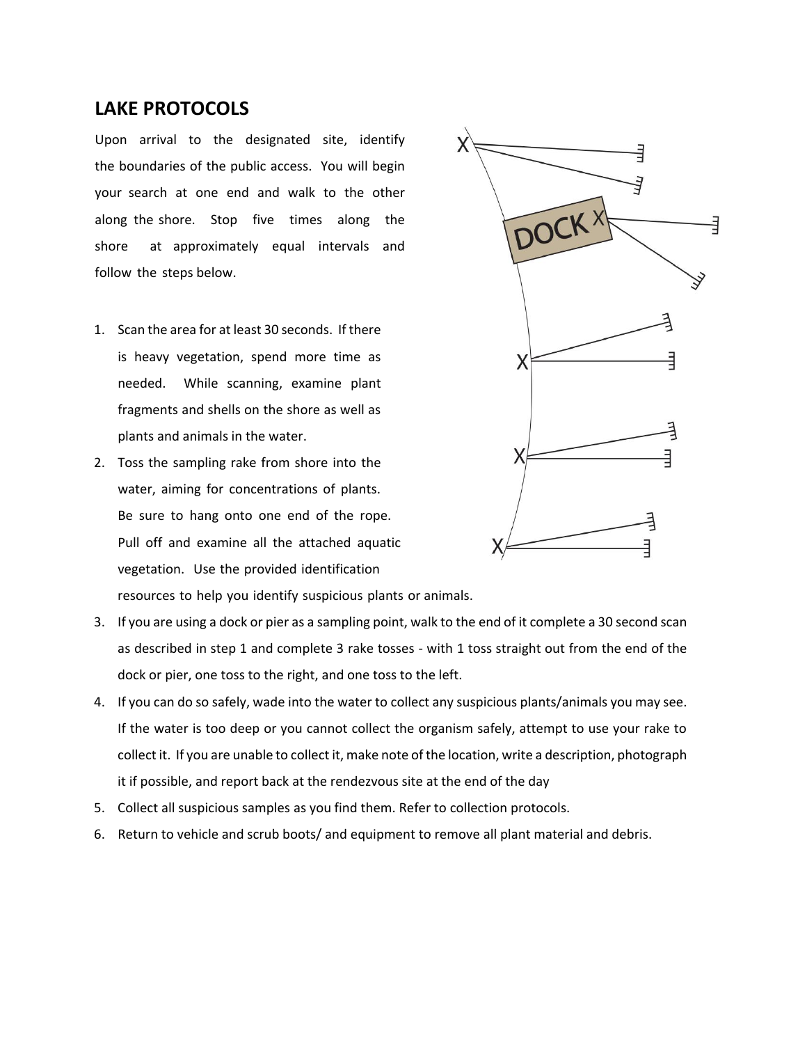## LAKE PROTOCOLS

Upon arrival to the designated site, identify the boundaries of the public access. You will begin your search at one end and walk to the other along the shore. Stop five times along the shore at approximately equal intervals and follow the steps below.

DOCK

1. Scan the area for at least 30 seconds. If there is heavy vegetation, spend more time as needed. While scanning, examine plant fragments and shells on the shore as well as plants and animals in the water.
2. Toss the sampling rake from shore into the water, aiming for concentrations of plants. Be sure to hang onto one end of the rope. Pull off and examine all the attached aquatic vegetation. Use the provided identification resources to help you identify suspicious plants or animals.
3. If you are using a dock or pier as a sampling point, walk to the end of it complete a 30 second scan as described in step 1 and complete 3 rake tosses - with 1 toss straight out from the end of the dock or pier, one toss to the right, and one toss to the left.
4. If you can do so safely, wade into the water to collect any suspicious plants/animals you may see. If the water is too deep or you cannot collect the organism safely, attempt to use your rake to collect it. If you are unable to collect it, make note of the location, write a description, photograph it if possible, and report back at the rendezvous site at the end of the day
5. Collect all suspicious samples as you find them. Refer to collection protocols.
6. Return to vehicle and scrub boots/ and equipment to remove all plant material and debris.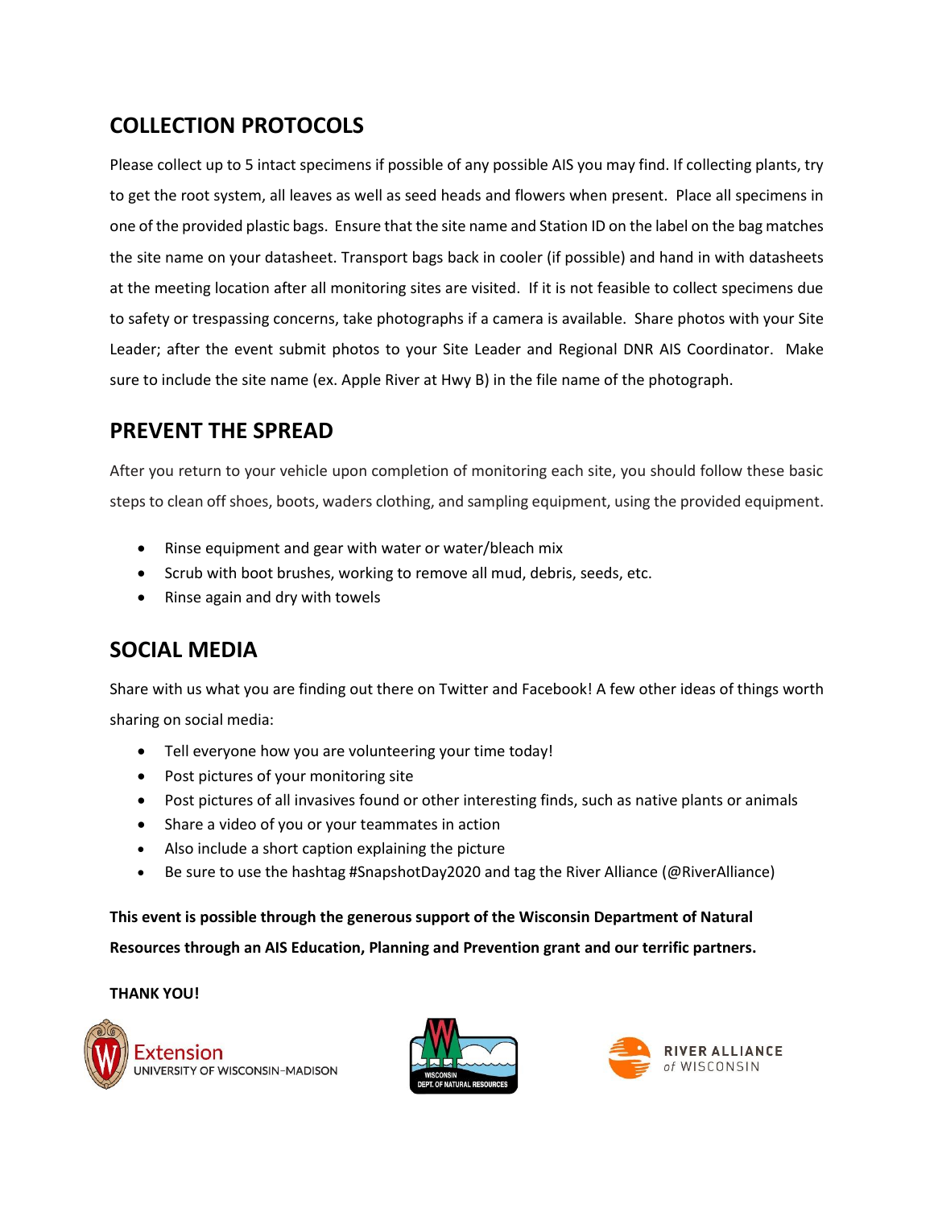## COLLECTION PROTOCOLS

Please collect up to 5 intact specimens if possible of any possible AIS you may find. If collecting plants, try to get the root system, all leaves as well as seed heads and flowers when present. Place all specimens in one of the provided plastic bags. Ensure that the site name and Station ID on the label on the bag matches the site name on your datasheet. Transport bags back in cooler (if possible) and hand in with datasheets at the meeting location after all monitoring sites are visited. If it is not feasible to collect specimens due to safety or trespassing concerns, take photographs if a camera is available. Share photos with your Site Leader; after the event submit photos to your Site Leader and Regional DNR AIS Coordinator. Make sure to include the site name (ex. Apple River at Hwy B) in the file name of the photograph.

## PREVENT THE SPREAD

After you return to your vehicle upon completion of monitoring each site, you should follow these basic steps to clean off shoes, boots, waders clothing, and sampling equipment, using the provided equipment.

- Rinse equipment and gear with water or water/bleach mix
- Scrub with boot brushes, working to remove all mud, debris, seeds, etc.
- Rinse again and dry with towels

## SOCIAL MEDIA

Share with us what you are finding out there on Twitter and Facebook! A few other ideas of things worth sharing on social media:

- Tell everyone how you are volunteering your time today!
- Post pictures of your monitoring site
- Post pictures of all invasives found or other interesting finds, such as native plants or animals
- Share a video of you or your teammates in action
- Also include a short caption explaining the picture
- Be sure to use the hashtag #SnapshotDay2020 and tag the River Alliance (@RiverAlliance)

**This event is possible through the generous support of the Wisconsin Department of Natural Resources through an AIS Education, Planning and Prevention grant and our terrific partners.**

**THANK YOU!**

Extension
UNIVERSITY OF WISCONSIN–MADISON

WISCONSIN DEPT. OF NATURAL RESOURCES

RIVER ALLIANCE of WISCONSIN